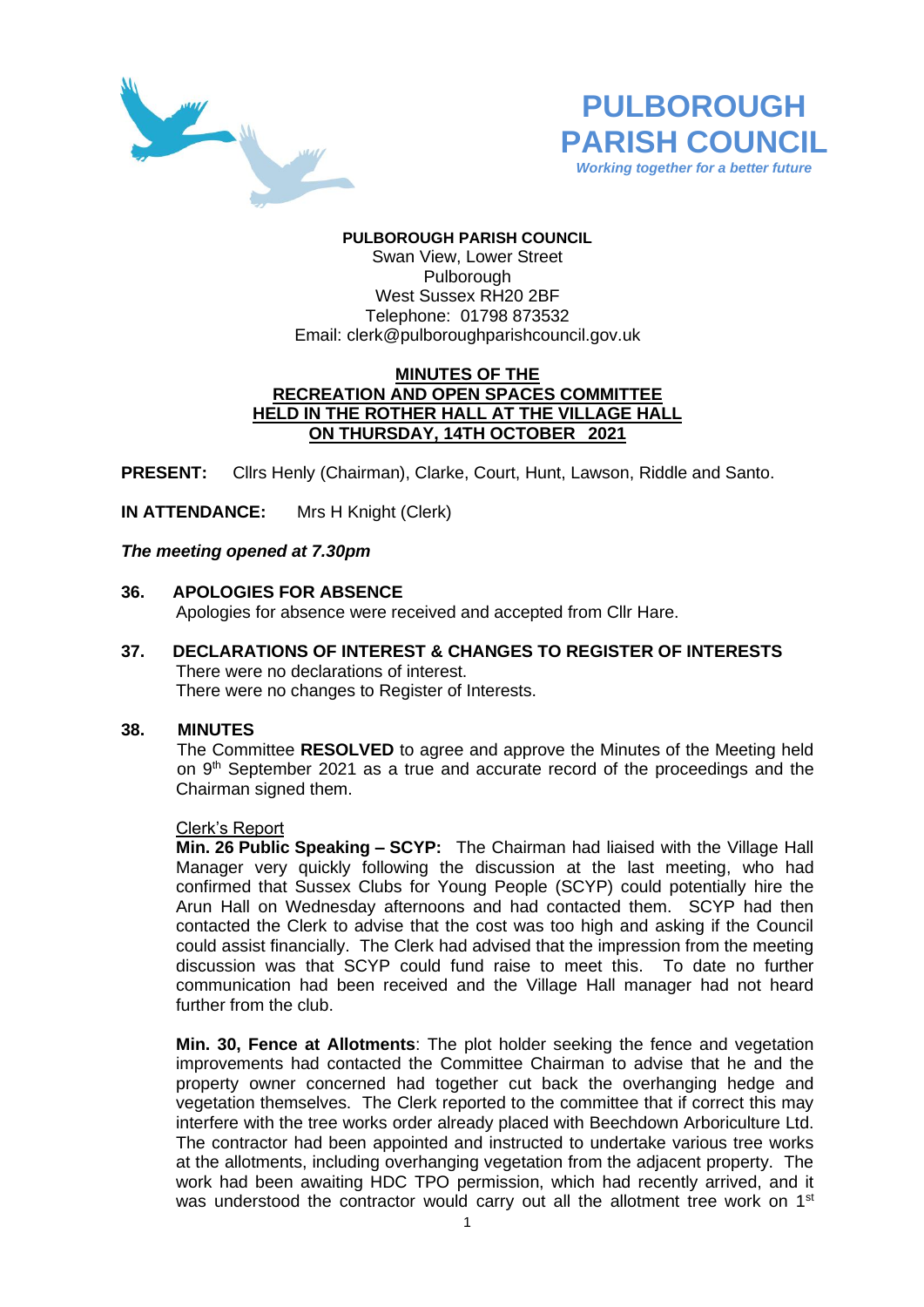# PULBOROUGH PARISH COUNCIL

*Working together for a better future*

**PULBOROUGH PARISH COUNCIL**
Swan View, Lower Street
Pulborough
West Sussex RH20 2BF
Telephone: 01798 873532
Email: clerk@pulboroughparishcouncil.gov.uk

## MINUTES OF THE RECREATION AND OPEN SPACES COMMITTEE HELD IN THE ROTHER HALL AT THE VILLAGE HALL ON THURSDAY, 14TH OCTOBER 2021

**PRESENT:** Cllrs Henly (Chairman), Clarke, Court, Hunt, Lawson, Riddle and Santo.

**IN ATTENDANCE:** Mrs H Knight (Clerk)

***The meeting opened at 7.30pm***

**36. APOLOGIES FOR ABSENCE**

Apologies for absence were received and accepted from Cllr Hare.

**37. DECLARATIONS OF INTEREST & CHANGES TO REGISTER OF INTERESTS**

There were no declarations of interest.
There were no changes to Register of Interests.

**38. MINUTES**

The Committee **RESOLVED** to agree and approve the Minutes of the Meeting held on 9th September 2021 as a true and accurate record of the proceedings and the Chairman signed them.

Clerk's Report

**Min. 26 Public Speaking – SCYP:** The Chairman had liaised with the Village Hall Manager very quickly following the discussion at the last meeting, who had confirmed that Sussex Clubs for Young People (SCYP) could potentially hire the Arun Hall on Wednesday afternoons and had contacted them. SCYP had then contacted the Clerk to advise that the cost was too high and asking if the Council could assist financially. The Clerk had advised that the impression from the meeting discussion was that SCYP could fund raise to meet this. To date no further communication had been received and the Village Hall manager had not heard further from the club.

**Min. 30, Fence at Allotments**: The plot holder seeking the fence and vegetation improvements had contacted the Committee Chairman to advise that he and the property owner concerned had together cut back the overhanging hedge and vegetation themselves. The Clerk reported to the committee that if correct this may interfere with the tree works order already placed with Beechdown Arboriculture Ltd. The contractor had been appointed and instructed to undertake various tree works at the allotments, including overhanging vegetation from the adjacent property. The work had been awaiting HDC TPO permission, which had recently arrived, and it was understood the contractor would carry out all the allotment tree work on 1st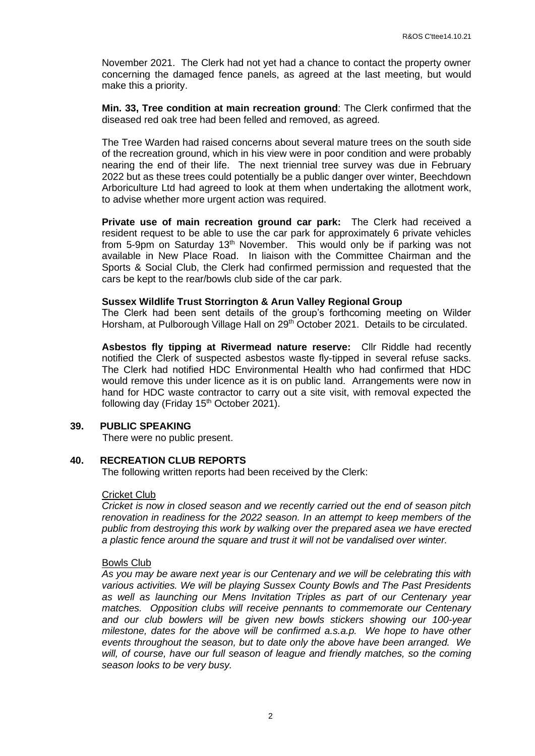November 2021. The Clerk had not yet had a chance to contact the property owner concerning the damaged fence panels, as agreed at the last meeting, but would make this a priority.

**Min. 33, Tree condition at main recreation ground**: The Clerk confirmed that the diseased red oak tree had been felled and removed, as agreed.

The Tree Warden had raised concerns about several mature trees on the south side of the recreation ground, which in his view were in poor condition and were probably nearing the end of their life. The next triennial tree survey was due in February 2022 but as these trees could potentially be a public danger over winter, Beechdown Arboriculture Ltd had agreed to look at them when undertaking the allotment work, to advise whether more urgent action was required.

**Private use of main recreation ground car park:** The Clerk had received a resident request to be able to use the car park for approximately 6 private vehicles from 5-9pm on Saturday 13th November. This would only be if parking was not available in New Place Road. In liaison with the Committee Chairman and the Sports & Social Club, the Clerk had confirmed permission and requested that the cars be kept to the rear/bowls club side of the car park.

**Sussex Wildlife Trust Storrington & Arun Valley Regional Group**
The Clerk had been sent details of the group's forthcoming meeting on Wilder Horsham, at Pulborough Village Hall on 29th October 2021. Details to be circulated.

**Asbestos fly tipping at Rivermead nature reserve:** Cllr Riddle had recently notified the Clerk of suspected asbestos waste fly-tipped in several refuse sacks. The Clerk had notified HDC Environmental Health who had confirmed that HDC would remove this under licence as it is on public land. Arrangements were now in hand for HDC waste contractor to carry out a site visit, with removal expected the following day (Friday 15th October 2021).

**39. PUBLIC SPEAKING**

There were no public present.

**40. RECREATION CLUB REPORTS**

The following written reports had been received by the Clerk:

Cricket Club

*Cricket is now in closed season and we recently carried out the end of season pitch renovation in readiness for the 2022 season. In an attempt to keep members of the public from destroying this work by walking over the prepared asea we have erected a plastic fence around the square and trust it will not be vandalised over winter.*

Bowls Club

*As you may be aware next year is our Centenary and we will be celebrating this with various activities. We will be playing Sussex County Bowls and The Past Presidents as well as launching our Mens Invitation Triples as part of our Centenary year matches. Opposition clubs will receive pennants to commemorate our Centenary and our club bowlers will be given new bowls stickers showing our 100-year milestone, dates for the above will be confirmed a.s.a.p. We hope to have other events throughout the season, but to date only the above have been arranged. We will, of course, have our full season of league and friendly matches, so the coming season looks to be very busy.*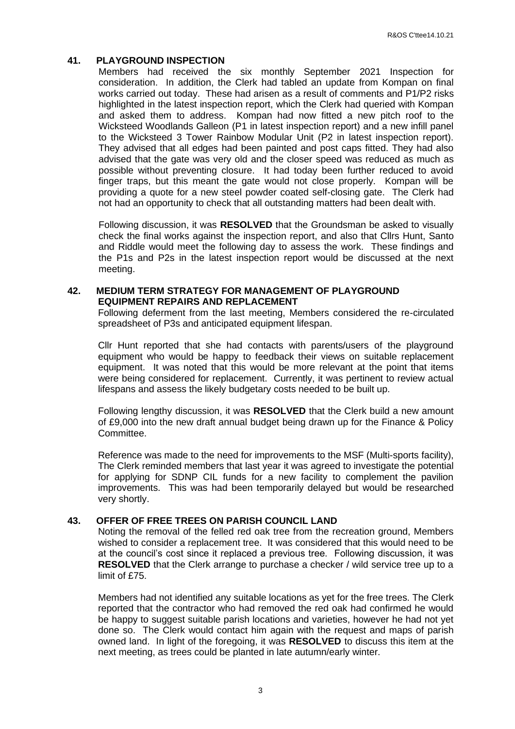## 41. PLAYGROUND INSPECTION

Members had received the six monthly September 2021 Inspection for consideration. In addition, the Clerk had tabled an update from Kompan on final works carried out today. These had arisen as a result of comments and P1/P2 risks highlighted in the latest inspection report, which the Clerk had queried with Kompan and asked them to address. Kompan had now fitted a new pitch roof to the Wicksteed Woodlands Galleon (P1 in latest inspection report) and a new infill panel to the Wicksteed 3 Tower Rainbow Modular Unit (P2 in latest inspection report). They advised that all edges had been painted and post caps fitted. They had also advised that the gate was very old and the closer speed was reduced as much as possible without preventing closure. It had today been further reduced to avoid finger traps, but this meant the gate would not close properly. Kompan will be providing a quote for a new steel powder coated self-closing gate. The Clerk had not had an opportunity to check that all outstanding matters had been dealt with.

Following discussion, it was **RESOLVED** that the Groundsman be asked to visually check the final works against the inspection report, and also that Cllrs Hunt, Santo and Riddle would meet the following day to assess the work. These findings and the P1s and P2s in the latest inspection report would be discussed at the next meeting.

## 42. MEDIUM TERM STRATEGY FOR MANAGEMENT OF PLAYGROUND EQUIPMENT REPAIRS AND REPLACEMENT

Following deferment from the last meeting, Members considered the re-circulated spreadsheet of P3s and anticipated equipment lifespan.

Cllr Hunt reported that she had contacts with parents/users of the playground equipment who would be happy to feedback their views on suitable replacement equipment. It was noted that this would be more relevant at the point that items were being considered for replacement. Currently, it was pertinent to review actual lifespans and assess the likely budgetary costs needed to be built up.

Following lengthy discussion, it was **RESOLVED** that the Clerk build a new amount of £9,000 into the new draft annual budget being drawn up for the Finance & Policy Committee.

Reference was made to the need for improvements to the MSF (Multi-sports facility), The Clerk reminded members that last year it was agreed to investigate the potential for applying for SDNP CIL funds for a new facility to complement the pavilion improvements. This was had been temporarily delayed but would be researched very shortly.

## 43. OFFER OF FREE TREES ON PARISH COUNCIL LAND

Noting the removal of the felled red oak tree from the recreation ground, Members wished to consider a replacement tree. It was considered that this would need to be at the council's cost since it replaced a previous tree. Following discussion, it was **RESOLVED** that the Clerk arrange to purchase a checker / wild service tree up to a limit of £75.

Members had not identified any suitable locations as yet for the free trees. The Clerk reported that the contractor who had removed the red oak had confirmed he would be happy to suggest suitable parish locations and varieties, however he had not yet done so. The Clerk would contact him again with the request and maps of parish owned land. In light of the foregoing, it was **RESOLVED** to discuss this item at the next meeting, as trees could be planted in late autumn/early winter.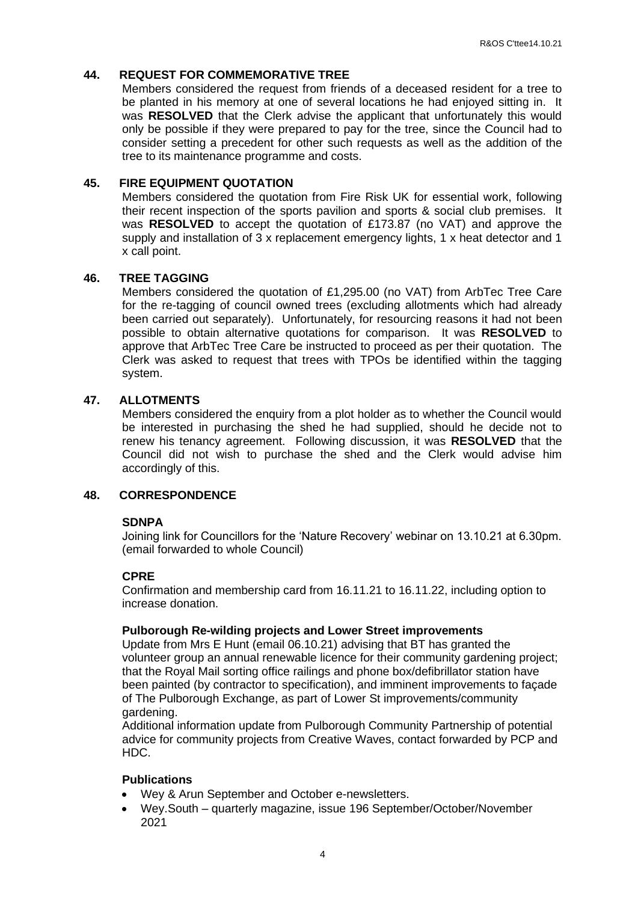## 44. REQUEST FOR COMMEMORATIVE TREE

Members considered the request from friends of a deceased resident for a tree to be planted in his memory at one of several locations he had enjoyed sitting in. It was **RESOLVED** that the Clerk advise the applicant that unfortunately this would only be possible if they were prepared to pay for the tree, since the Council had to consider setting a precedent for other such requests as well as the addition of the tree to its maintenance programme and costs.

## 45. FIRE EQUIPMENT QUOTATION

Members considered the quotation from Fire Risk UK for essential work, following their recent inspection of the sports pavilion and sports & social club premises. It was **RESOLVED** to accept the quotation of £173.87 (no VAT) and approve the supply and installation of 3 x replacement emergency lights, 1 x heat detector and 1 x call point.

## 46. TREE TAGGING

Members considered the quotation of £1,295.00 (no VAT) from ArbTec Tree Care for the re-tagging of council owned trees (excluding allotments which had already been carried out separately). Unfortunately, for resourcing reasons it had not been possible to obtain alternative quotations for comparison. It was **RESOLVED** to approve that ArbTec Tree Care be instructed to proceed as per their quotation. The Clerk was asked to request that trees with TPOs be identified within the tagging system.

## 47. ALLOTMENTS

Members considered the enquiry from a plot holder as to whether the Council would be interested in purchasing the shed he had supplied, should he decide not to renew his tenancy agreement. Following discussion, it was **RESOLVED** that the Council did not wish to purchase the shed and the Clerk would advise him accordingly of this.

## 48. CORRESPONDENCE

**SDNPA**

Joining link for Councillors for the 'Nature Recovery' webinar on 13.10.21 at 6.30pm. (email forwarded to whole Council)

**CPRE**

Confirmation and membership card from 16.11.21 to 16.11.22, including option to increase donation.

**Pulborough Re-wilding projects and Lower Street improvements**

Update from Mrs E Hunt (email 06.10.21) advising that BT has granted the volunteer group an annual renewable licence for their community gardening project; that the Royal Mail sorting office railings and phone box/defibrillator station have been painted (by contractor to specification), and imminent improvements to façade of The Pulborough Exchange, as part of Lower St improvements/community gardening.

Additional information update from Pulborough Community Partnership of potential advice for community projects from Creative Waves, contact forwarded by PCP and HDC.

**Publications**

- Wey & Arun September and October e-newsletters.
- Wey.South – quarterly magazine, issue 196 September/October/November 2021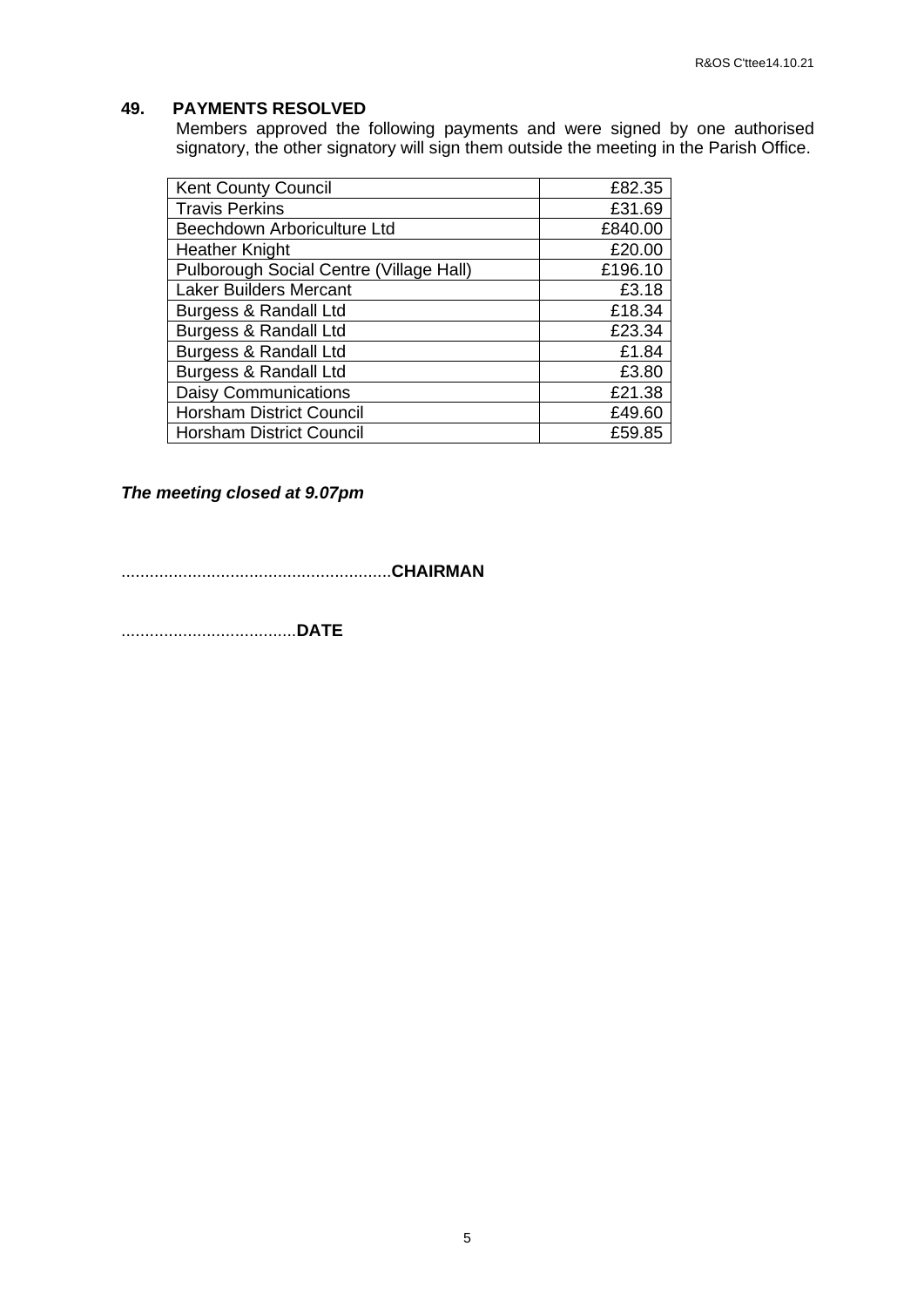## 49. PAYMENTS RESOLVED

Members approved the following payments and were signed by one authorised signatory, the other signatory will sign them outside the meeting in the Parish Office.

| | |
|---|---|
| Kent County Council | £82.35 |
| Travis Perkins | £31.69 |
| Beechdown Arboriculture Ltd | £840.00 |
| Heather Knight | £20.00 |
| Pulborough Social Centre (Village Hall) | £196.10 |
| Laker Builders Mercant | £3.18 |
| Burgess & Randall Ltd | £18.34 |
| Burgess & Randall Ltd | £23.34 |
| Burgess & Randall Ltd | £1.84 |
| Burgess & Randall Ltd | £3.80 |
| Daisy Communications | £21.38 |
| Horsham District Council | £49.60 |
| Horsham District Council | £59.85 |

***The meeting closed at 9.07pm***

........................................................**CHAIRMAN**

....................................**DATE**